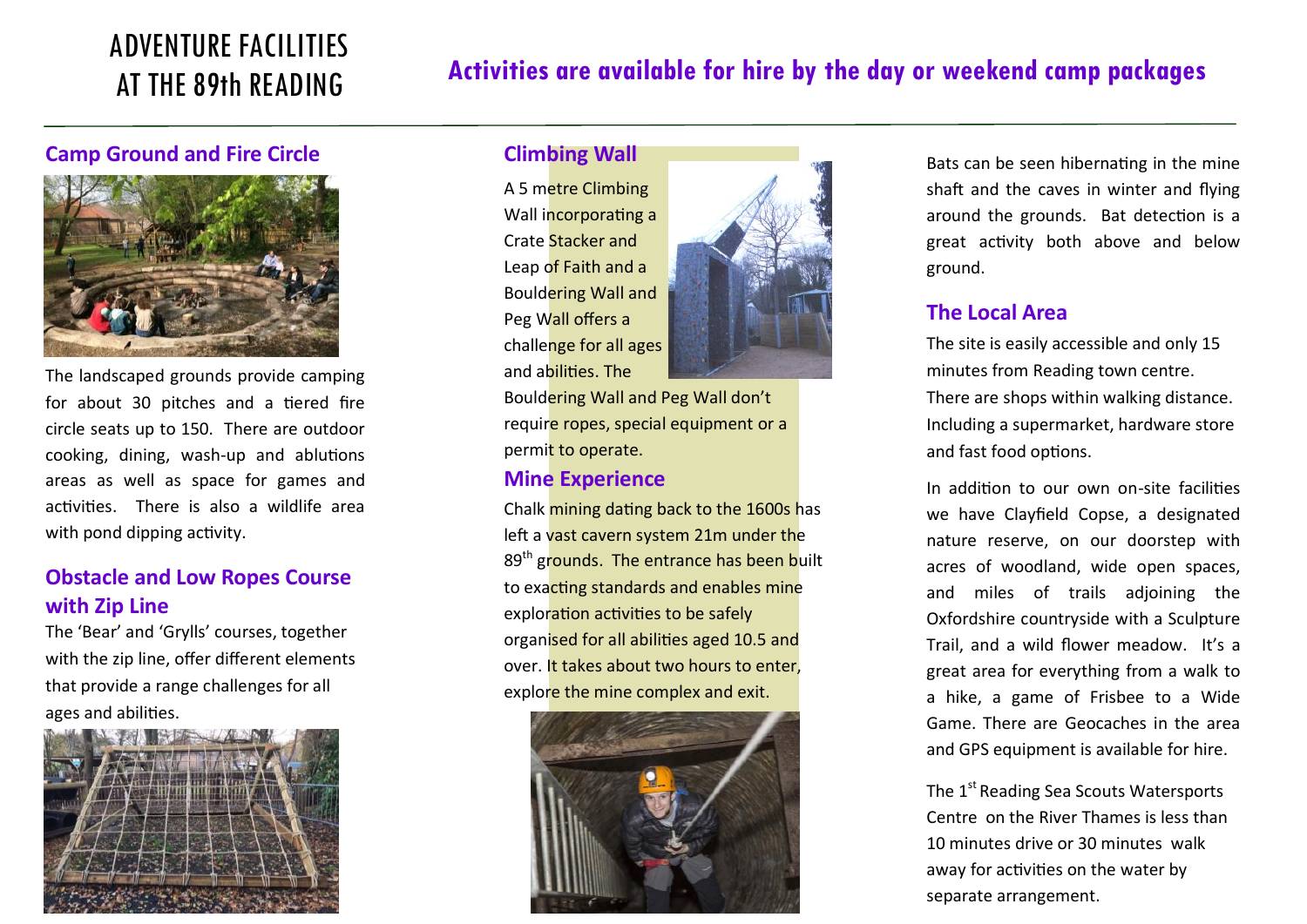# ADVENTURE FACILITIES AT THE 89th READING

## Activities are available for hire by the day or weekend camp packages

### Camp Ground and Fire Circle

The landscaped grounds provide camping for about 30 pitches and a tiered fire circle seats up to 150. There are outdoor cooking, dining, wash-up and ablutions areas as well as space for games and activities. There is also a wildlife area with pond dipping activity.

### Obstacle and Low Ropes Course with Zip Line

The 'Bear' and 'Grylls' courses, together with the zip line, offer different elements that provide a range challenges for all ages and abilities.

### Climbing Wall

A 5 metre Climbing Wall incorporating a Crate Stacker and Leap of Faith and a Bouldering Wall and Peg Wall offers a challenge for all ages and abilities. The Bouldering Wall and Peg Wall don't require ropes, special equipment or a permit to operate.

### Mine Experience

Chalk mining dating back to the 1600s has left a vast cavern system 21m under the 89th grounds. The entrance has been built to exacting standards and enables mine exploration activities to be safely organised for all abilities aged 10.5 and over. It takes about two hours to enter, explore the mine complex and exit.

Bats can be seen hibernating in the mine shaft and the caves in winter and flying around the grounds. Bat detection is a great activity both above and below ground.

### The Local Area

The site is easily accessible and only 15 minutes from Reading town centre. There are shops within walking distance. Including a supermarket, hardware store and fast food options.

In addition to our own on-site facilities we have Clayfield Copse, a designated nature reserve, on our doorstep with acres of woodland, wide open spaces, and miles of trails adjoining the Oxfordshire countryside with a Sculpture Trail, and a wild flower meadow. It's a great area for everything from a walk to a hike, a game of Frisbee to a Wide Game. There are Geocaches in the area and GPS equipment is available for hire.

The 1st Reading Sea Scouts Watersports Centre on the River Thames is less than 10 minutes drive or 30 minutes walk away for activities on the water by separate arrangement.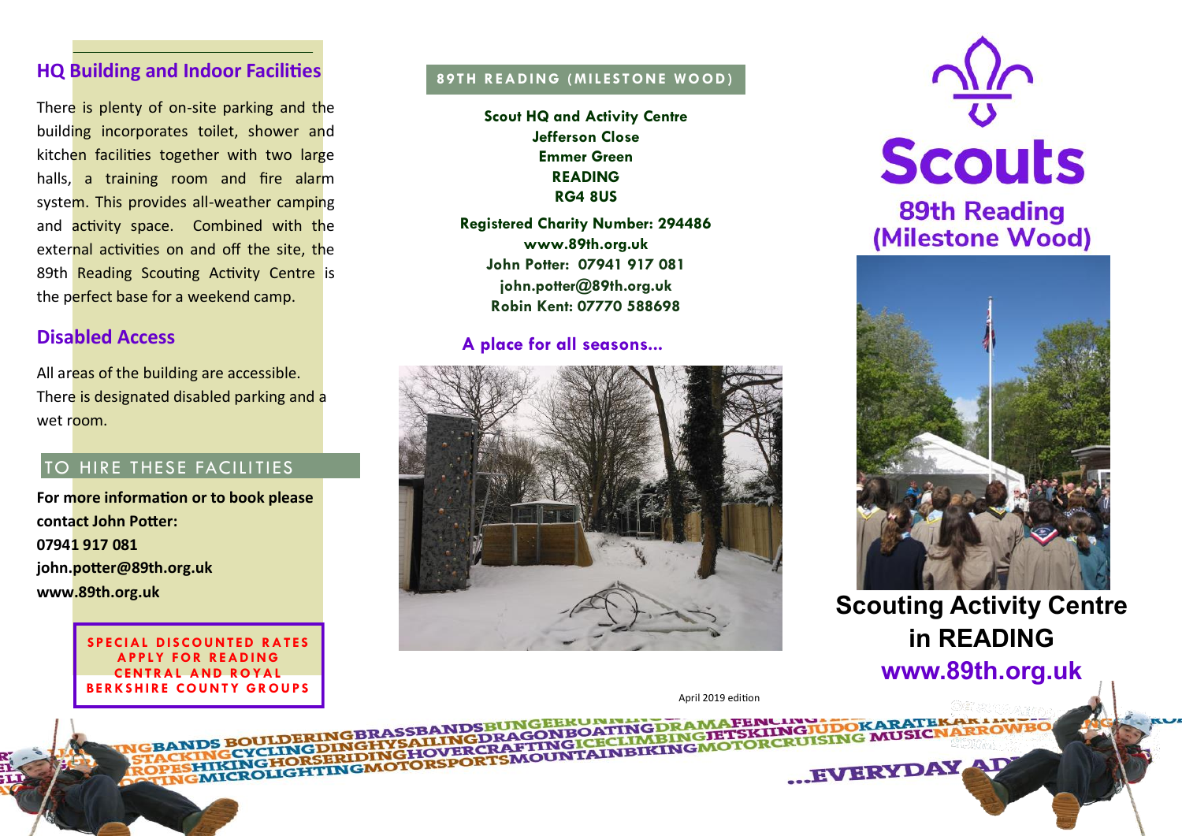## HQ Building and Indoor Facilities

There is plenty of on-site parking and the building incorporates toilet, shower and kitchen facilities together with two large halls, a training room and fire alarm system. This provides all-weather camping and activity space. Combined with the external activities on and off the site, the 89th Reading Scouting Activity Centre is the perfect base for a weekend camp.

## Disabled Access

All areas of the building are accessible. There is designated disabled parking and a wet room.

## TO HIRE THESE FACILITIES

**For more information or to book please contact John Potter:**
**07941 917 081**
**john.potter@89th.org.uk**
**www.89th.org.uk**

**SPECIAL DISCOUNTED RATES APPLY FOR READING CENTRAL AND ROYAL BERKSHIRE COUNTY GROUPS**

## 89TH READING (MILESTONE WOOD)

**Scout HQ and Activity Centre**
**Jefferson Close**
**Emmer Green**
**READING**
**RG4 8US**

**Registered Charity Number: 294486**
**www.89th.org.uk**
**John Potter: 07941 917 081**
**john.potter@89th.org.uk**
**Robin Kent: 07770 588698**

**A place for all seasons...**

April 2019 edition

# Scouts

## 89th Reading (Milestone Wood)

## Scouting Activity Centre in READING

**www.89th.org.uk**

BANDS BOULDERING BRASSBANDS BUNGEERUNNING DRAMA FENCING KARATE KARTING STACKING CYCLING DINGHYSAILING DRAGONBOATING JETSKIING JUDO NARROWBOATING ROPES HIKING HORSERIDING HOVERCRAFTING ICECLIMBING MOTORCRUISING MUSIC MICROLIGHTING MOTORSPORTS MOUNTAINBIKING

...EVERYDAY AD